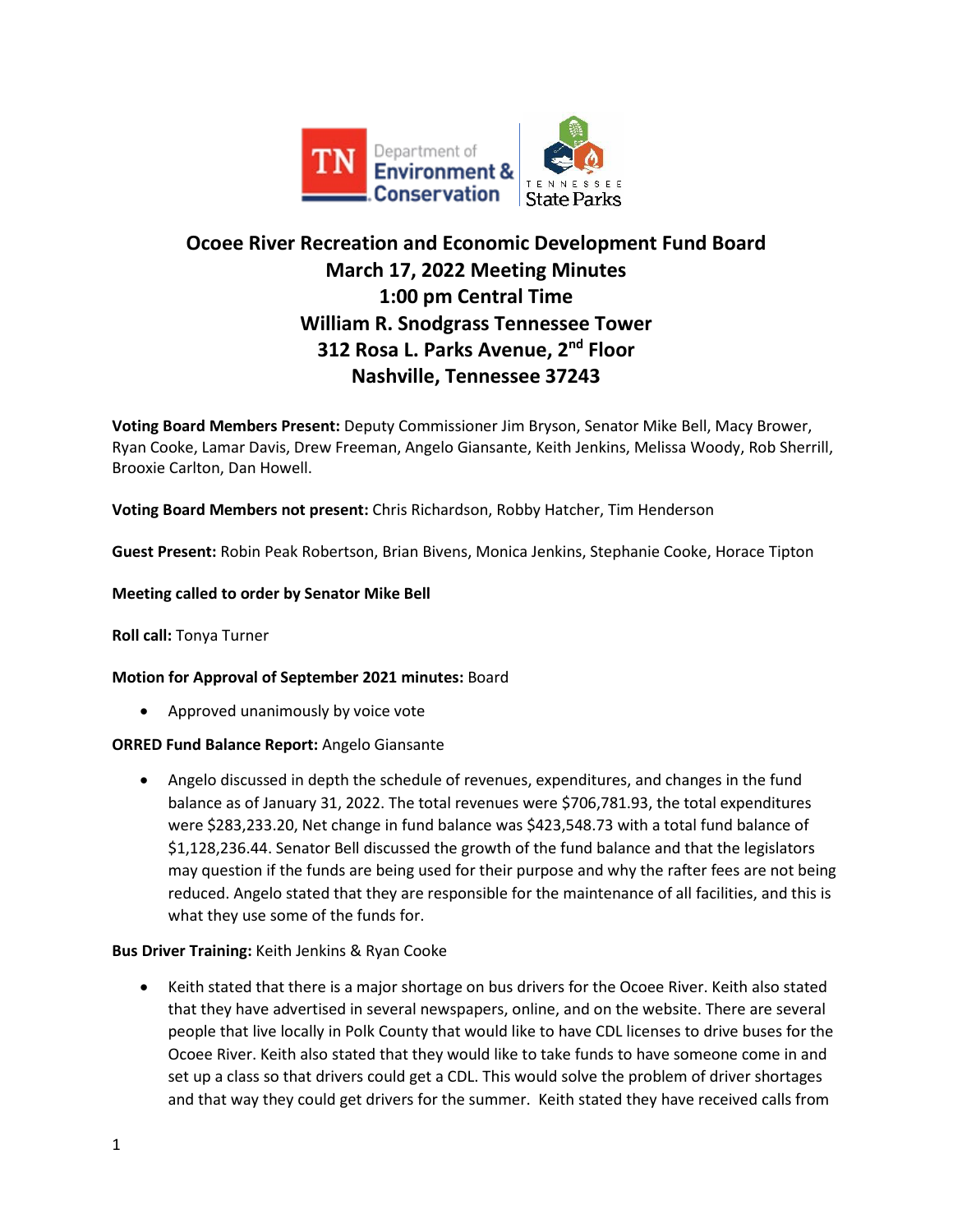# Ocoee River Recreation and Economic Development Fund Board
## March 17, 2022 Meeting Minutes
## 1:00 pm Central Time
## William R. Snodgrass Tennessee Tower
## 312 Rosa L. Parks Avenue, 2nd Floor
## Nashville, Tennessee 37243

**Voting Board Members Present:** Deputy Commissioner Jim Bryson, Senator Mike Bell, Macy Brower, Ryan Cooke, Lamar Davis, Drew Freeman, Angelo Giansante, Keith Jenkins, Melissa Woody, Rob Sherrill, Brooxie Carlton, Dan Howell.

**Voting Board Members not present:** Chris Richardson, Robby Hatcher, Tim Henderson

**Guest Present:** Robin Peak Robertson, Brian Bivens, Monica Jenkins, Stephanie Cooke, Horace Tipton

**Meeting called to order by Senator Mike Bell**

**Roll call:** Tonya Turner

**Motion for Approval of September 2021 minutes:** Board

- Approved unanimously by voice vote

**ORRED Fund Balance Report:** Angelo Giansante

- Angelo discussed in depth the schedule of revenues, expenditures, and changes in the fund balance as of January 31, 2022. The total revenues were $706,781.93, the total expenditures were $283,233.20, Net change in fund balance was $423,548.73 with a total fund balance of $1,128,236.44. Senator Bell discussed the growth of the fund balance and that the legislators may question if the funds are being used for their purpose and why the rafter fees are not being reduced. Angelo stated that they are responsible for the maintenance of all facilities, and this is what they use some of the funds for.

**Bus Driver Training:** Keith Jenkins & Ryan Cooke

- Keith stated that there is a major shortage on bus drivers for the Ocoee River. Keith also stated that they have advertised in several newspapers, online, and on the website. There are several people that live locally in Polk County that would like to have CDL licenses to drive buses for the Ocoee River. Keith also stated that they would like to take funds to have someone come in and set up a class so that drivers could get a CDL. This would solve the problem of driver shortages and that way they could get drivers for the summer. Keith stated they have received calls from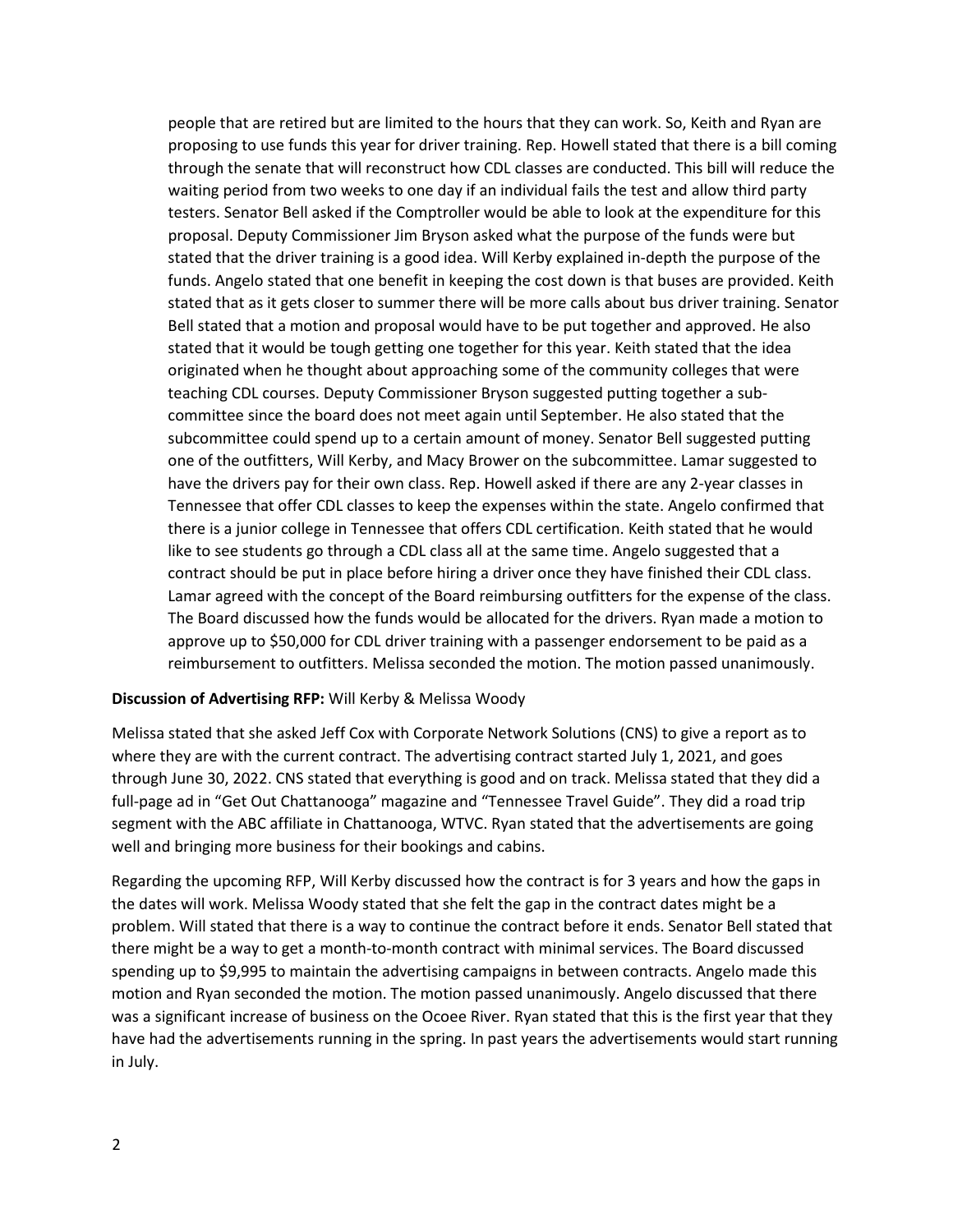people that are retired but are limited to the hours that they can work. So, Keith and Ryan are proposing to use funds this year for driver training. Rep. Howell stated that there is a bill coming through the senate that will reconstruct how CDL classes are conducted. This bill will reduce the waiting period from two weeks to one day if an individual fails the test and allow third party testers. Senator Bell asked if the Comptroller would be able to look at the expenditure for this proposal. Deputy Commissioner Jim Bryson asked what the purpose of the funds were but stated that the driver training is a good idea. Will Kerby explained in-depth the purpose of the funds. Angelo stated that one benefit in keeping the cost down is that buses are provided. Keith stated that as it gets closer to summer there will be more calls about bus driver training. Senator Bell stated that a motion and proposal would have to be put together and approved. He also stated that it would be tough getting one together for this year. Keith stated that the idea originated when he thought about approaching some of the community colleges that were teaching CDL courses. Deputy Commissioner Bryson suggested putting together a sub-committee since the board does not meet again until September. He also stated that the subcommittee could spend up to a certain amount of money. Senator Bell suggested putting one of the outfitters, Will Kerby, and Macy Brower on the subcommittee. Lamar suggested to have the drivers pay for their own class. Rep. Howell asked if there are any 2-year classes in Tennessee that offer CDL classes to keep the expenses within the state. Angelo confirmed that there is a junior college in Tennessee that offers CDL certification. Keith stated that he would like to see students go through a CDL class all at the same time. Angelo suggested that a contract should be put in place before hiring a driver once they have finished their CDL class. Lamar agreed with the concept of the Board reimbursing outfitters for the expense of the class. The Board discussed how the funds would be allocated for the drivers. Ryan made a motion to approve up to $50,000 for CDL driver training with a passenger endorsement to be paid as a reimbursement to outfitters. Melissa seconded the motion. The motion passed unanimously.

**Discussion of Advertising RFP:** Will Kerby & Melissa Woody

Melissa stated that she asked Jeff Cox with Corporate Network Solutions (CNS) to give a report as to where they are with the current contract. The advertising contract started July 1, 2021, and goes through June 30, 2022. CNS stated that everything is good and on track. Melissa stated that they did a full-page ad in "Get Out Chattanooga" magazine and "Tennessee Travel Guide". They did a road trip segment with the ABC affiliate in Chattanooga, WTVC. Ryan stated that the advertisements are going well and bringing more business for their bookings and cabins.

Regarding the upcoming RFP, Will Kerby discussed how the contract is for 3 years and how the gaps in the dates will work. Melissa Woody stated that she felt the gap in the contract dates might be a problem. Will stated that there is a way to continue the contract before it ends. Senator Bell stated that there might be a way to get a month-to-month contract with minimal services. The Board discussed spending up to $9,995 to maintain the advertising campaigns in between contracts. Angelo made this motion and Ryan seconded the motion. The motion passed unanimously. Angelo discussed that there was a significant increase of business on the Ocoee River. Ryan stated that this is the first year that they have had the advertisements running in the spring. In past years the advertisements would start running in July.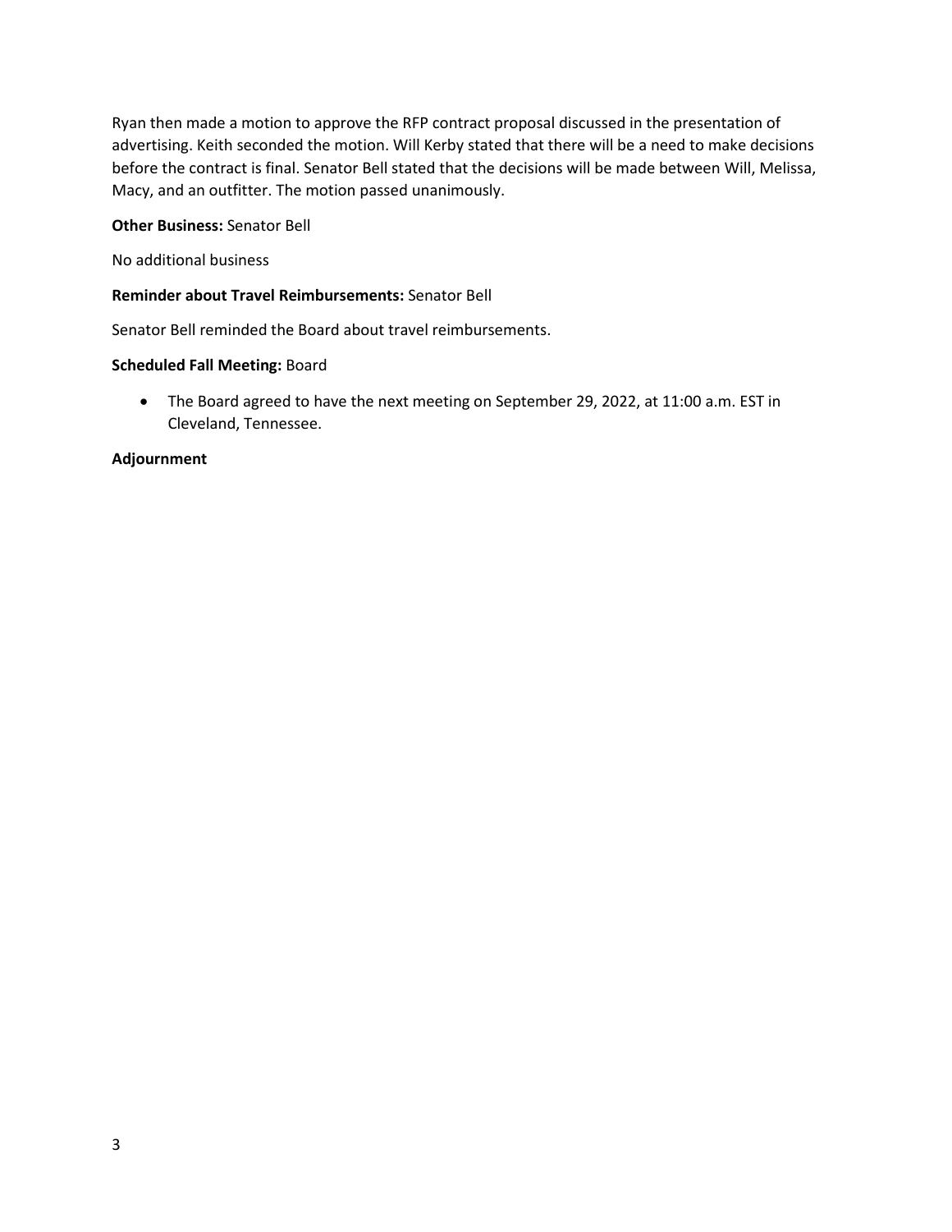Ryan then made a motion to approve the RFP contract proposal discussed in the presentation of advertising. Keith seconded the motion. Will Kerby stated that there will be a need to make decisions before the contract is final. Senator Bell stated that the decisions will be made between Will, Melissa, Macy, and an outfitter. The motion passed unanimously.

**Other Business:** Senator Bell

No additional business

**Reminder about Travel Reimbursements:** Senator Bell

Senator Bell reminded the Board about travel reimbursements.

**Scheduled Fall Meeting:** Board

- The Board agreed to have the next meeting on September 29, 2022, at 11:00 a.m. EST in Cleveland, Tennessee.

**Adjournment**